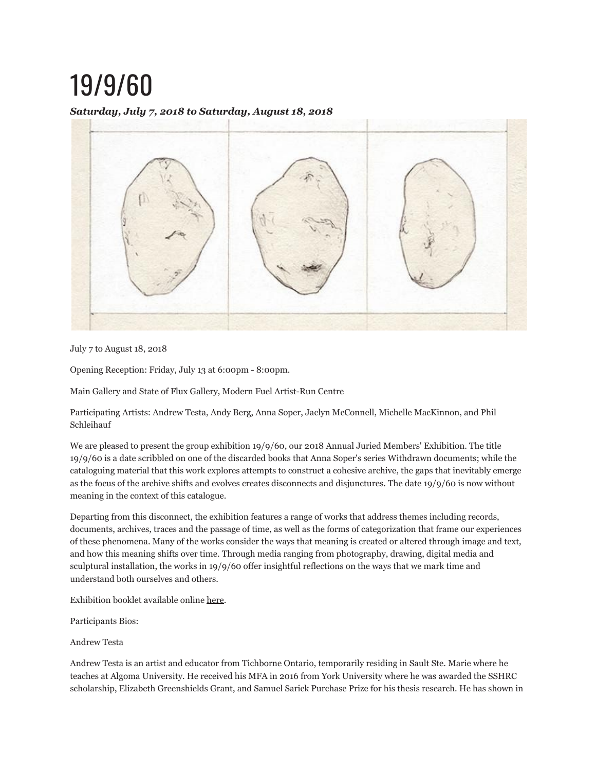# 19/9/60

***Saturday, July 7, 2018 to Saturday, August 18, 2018***

July 7 to August 18, 2018

Opening Reception: Friday, July 13 at 6:00pm - 8:00pm.

Main Gallery and State of Flux Gallery, Modern Fuel Artist-Run Centre

Participating Artists: Andrew Testa, Andy Berg, Anna Soper, Jaclyn McConnell, Michelle MacKinnon, and Phil Schleihauf

We are pleased to present the group exhibition 19/9/60, our 2018 Annual Juried Members' Exhibition. The title 19/9/60 is a date scribbled on one of the discarded books that Anna Soper's series Withdrawn documents; while the cataloguing material that this work explores attempts to construct a cohesive archive, the gaps that inevitably emerge as the focus of the archive shifts and evolves creates disconnects and disjunctures. The date 19/9/60 is now without meaning in the context of this catalogue.

Departing from this disconnect, the exhibition features a range of works that address themes including records, documents, archives, traces and the passage of time, as well as the forms of categorization that frame our experiences of these phenomena. Many of the works consider the ways that meaning is created or altered through image and text, and how this meaning shifts over time. Through media ranging from photography, drawing, digital media and sculptural installation, the works in 19/9/60 offer insightful reflections on the ways that we mark time and understand both ourselves and others.

Exhibition booklet available online here.

Participants Bios:

Andrew Testa

Andrew Testa is an artist and educator from Tichborne Ontario, temporarily residing in Sault Ste. Marie where he teaches at Algoma University. He received his MFA in 2016 from York University where he was awarded the SSHRC scholarship, Elizabeth Greenshields Grant, and Samuel Sarick Purchase Prize for his thesis research. He has shown in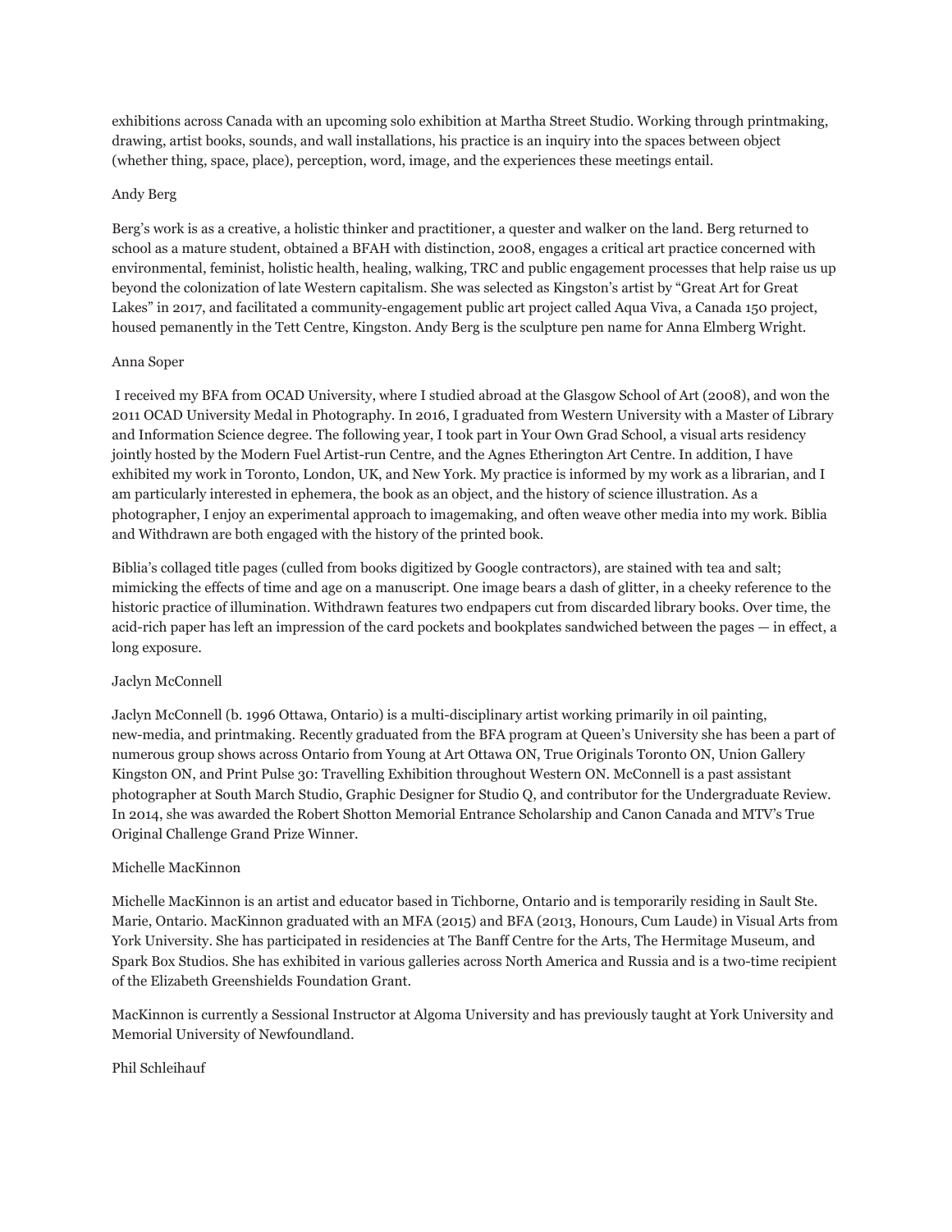exhibitions across Canada with an upcoming solo exhibition at Martha Street Studio. Working through printmaking, drawing, artist books, sounds, and wall installations, his practice is an inquiry into the spaces between object (whether thing, space, place), perception, word, image, and the experiences these meetings entail.

Andy Berg

Berg's work is as a creative, a holistic thinker and practitioner, a quester and walker on the land. Berg returned to school as a mature student, obtained a BFAH with distinction, 2008, engages a critical art practice concerned with environmental, feminist, holistic health, healing, walking, TRC and public engagement processes that help raise us up beyond the colonization of late Western capitalism. She was selected as Kingston's artist by "Great Art for Great Lakes" in 2017, and facilitated a community-engagement public art project called Aqua Viva, a Canada 150 project, housed pemanently in the Tett Centre, Kingston. Andy Berg is the sculpture pen name for Anna Elmberg Wright.

Anna Soper

I received my BFA from OCAD University, where I studied abroad at the Glasgow School of Art (2008), and won the 2011 OCAD University Medal in Photography. In 2016, I graduated from Western University with a Master of Library and Information Science degree. The following year, I took part in Your Own Grad School, a visual arts residency jointly hosted by the Modern Fuel Artist-run Centre, and the Agnes Etherington Art Centre. In addition, I have exhibited my work in Toronto, London, UK, and New York. My practice is informed by my work as a librarian, and I am particularly interested in ephemera, the book as an object, and the history of science illustration. As a photographer, I enjoy an experimental approach to imagemaking, and often weave other media into my work. Biblia and Withdrawn are both engaged with the history of the printed book.

Biblia's collaged title pages (culled from books digitized by Google contractors), are stained with tea and salt; mimicking the effects of time and age on a manuscript. One image bears a dash of glitter, in a cheeky reference to the historic practice of illumination. Withdrawn features two endpapers cut from discarded library books. Over time, the acid-rich paper has left an impression of the card pockets and bookplates sandwiched between the pages — in effect, a long exposure.

Jaclyn McConnell

Jaclyn McConnell (b. 1996 Ottawa, Ontario) is a multi-disciplinary artist working primarily in oil painting, new-media, and printmaking. Recently graduated from the BFA program at Queen's University she has been a part of numerous group shows across Ontario from Young at Art Ottawa ON, True Originals Toronto ON, Union Gallery Kingston ON, and Print Pulse 30: Travelling Exhibition throughout Western ON. McConnell is a past assistant photographer at South March Studio, Graphic Designer for Studio Q, and contributor for the Undergraduate Review. In 2014, she was awarded the Robert Shotton Memorial Entrance Scholarship and Canon Canada and MTV's True Original Challenge Grand Prize Winner.

Michelle MacKinnon

Michelle MacKinnon is an artist and educator based in Tichborne, Ontario and is temporarily residing in Sault Ste. Marie, Ontario. MacKinnon graduated with an MFA (2015) and BFA (2013, Honours, Cum Laude) in Visual Arts from York University. She has participated in residencies at The Banff Centre for the Arts, The Hermitage Museum, and Spark Box Studios. She has exhibited in various galleries across North America and Russia and is a two-time recipient of the Elizabeth Greenshields Foundation Grant.

MacKinnon is currently a Sessional Instructor at Algoma University and has previously taught at York University and Memorial University of Newfoundland.

Phil Schleihauf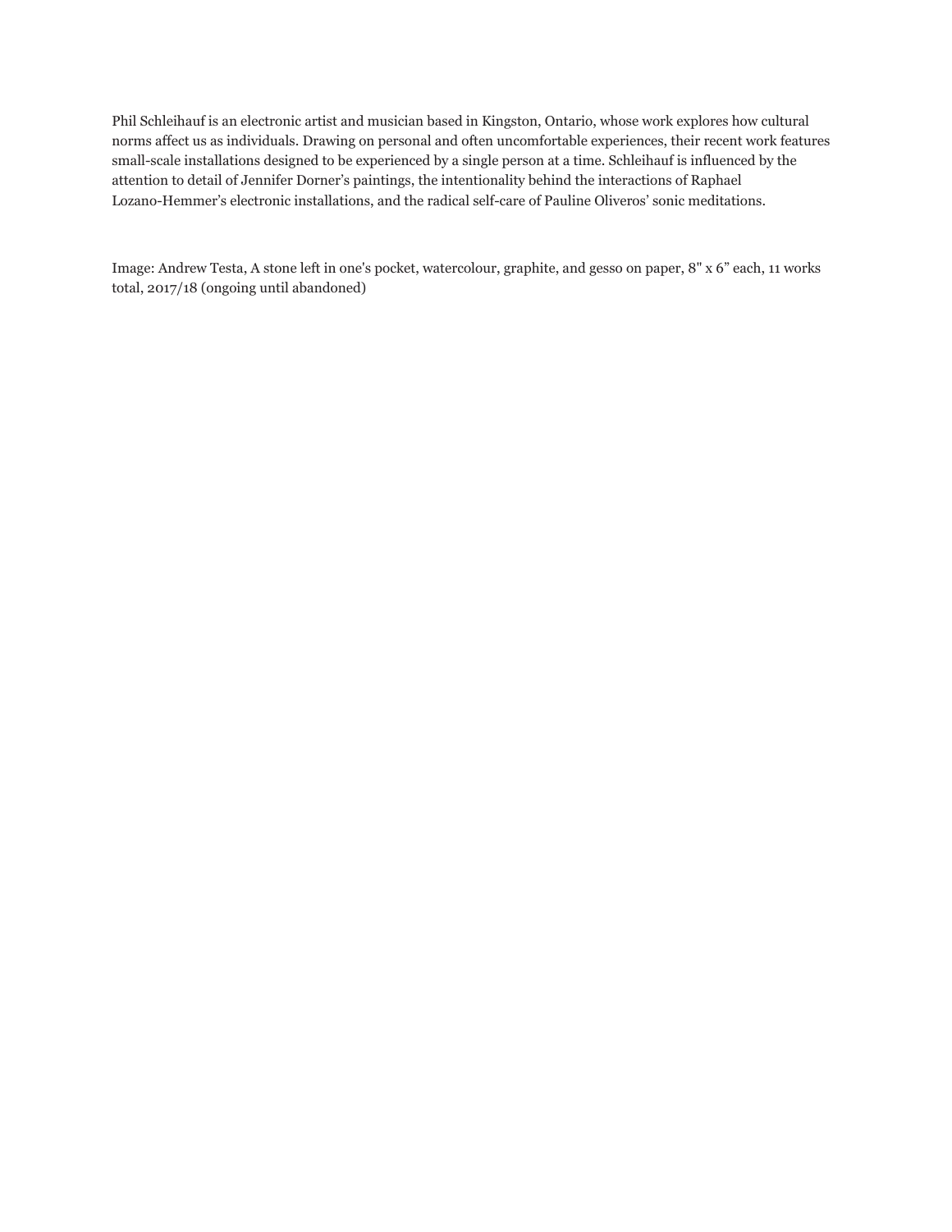Phil Schleihauf is an electronic artist and musician based in Kingston, Ontario, whose work explores how cultural norms affect us as individuals. Drawing on personal and often uncomfortable experiences, their recent work features small-scale installations designed to be experienced by a single person at a time. Schleihauf is influenced by the attention to detail of Jennifer Dorner's paintings, the intentionality behind the interactions of Raphael Lozano-Hemmer's electronic installations, and the radical self-care of Pauline Oliveros' sonic meditations.

Image: Andrew Testa, A stone left in one's pocket, watercolour, graphite, and gesso on paper, 8" x 6" each, 11 works total, 2017/18 (ongoing until abandoned)